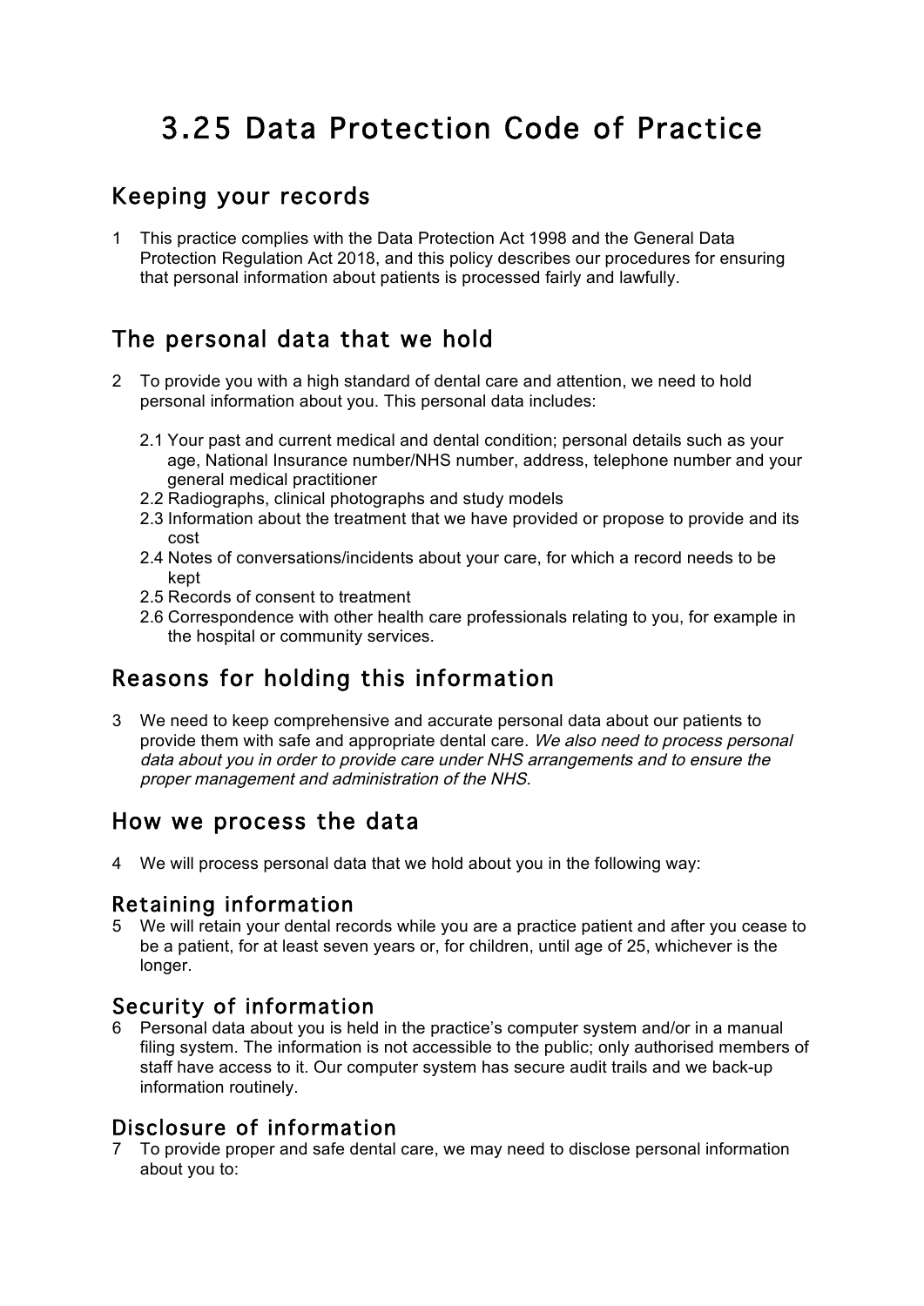# 3.25 Data Protection Code of Practice

## Keeping your records

1 This practice complies with the Data Protection Act 1998 and the General Data Protection Regulation Act 2018, and this policy describes our procedures for ensuring that personal information about patients is processed fairly and lawfully.

## The personal data that we hold

2 To provide you with a high standard of dental care and attention, we need to hold personal information about you. This personal data includes:

2.1 Your past and current medical and dental condition; personal details such as your age, National Insurance number/NHS number, address, telephone number and your general medical practitioner
2.2 Radiographs, clinical photographs and study models
2.3 Information about the treatment that we have provided or propose to provide and its cost
2.4 Notes of conversations/incidents about your care, for which a record needs to be kept
2.5 Records of consent to treatment
2.6 Correspondence with other health care professionals relating to you, for example in the hospital or community services.

## Reasons for holding this information

3 We need to keep comprehensive and accurate personal data about our patients to provide them with safe and appropriate dental care. *We also need to process personal data about you in order to provide care under NHS arrangements and to ensure the proper management and administration of the NHS.*

## How we process the data

4 We will process personal data that we hold about you in the following way:

### Retaining information

5 We will retain your dental records while you are a practice patient and after you cease to be a patient, for at least seven years or, for children, until age of 25, whichever is the longer.

### Security of information

6 Personal data about you is held in the practice's computer system and/or in a manual filing system. The information is not accessible to the public; only authorised members of staff have access to it. Our computer system has secure audit trails and we back-up information routinely.

### Disclosure of information

7 To provide proper and safe dental care, we may need to disclose personal information about you to: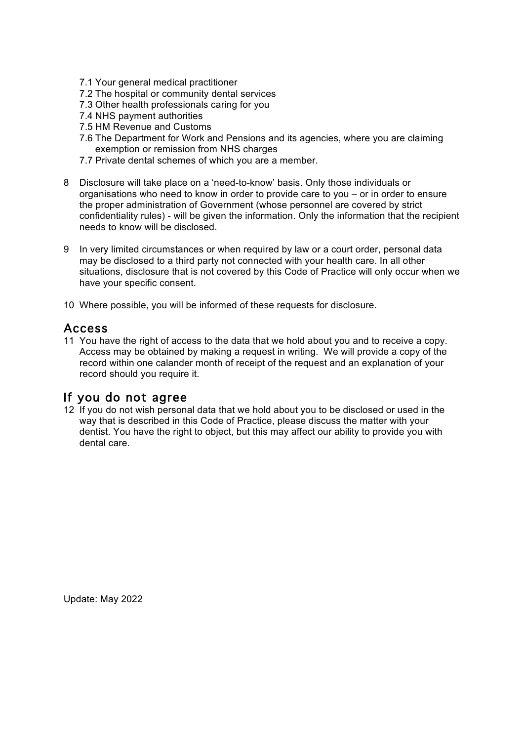7.1 Your general medical practitioner
7.2 The hospital or community dental services
7.3 Other health professionals caring for you
7.4 NHS payment authorities
7.5 HM Revenue and Customs
7.6 The Department for Work and Pensions and its agencies, where you are claiming exemption or remission from NHS charges
7.7 Private dental schemes of which you are a member.

8 Disclosure will take place on a 'need-to-know' basis. Only those individuals or organisations who need to know in order to provide care to you – or in order to ensure the proper administration of Government (whose personnel are covered by strict confidentiality rules) - will be given the information. Only the information that the recipient needs to know will be disclosed.

9 In very limited circumstances or when required by law or a court order, personal data may be disclosed to a third party not connected with your health care. In all other situations, disclosure that is not covered by this Code of Practice will only occur when we have your specific consent.

10 Where possible, you will be informed of these requests for disclosure.

## Access

11 You have the right of access to the data that we hold about you and to receive a copy. Access may be obtained by making a request in writing. We will provide a copy of the record within one calander month of receipt of the request and an explanation of your record should you require it.

## If you do not agree

12 If you do not wish personal data that we hold about you to be disclosed or used in the way that is described in this Code of Practice, please discuss the matter with your dentist. You have the right to object, but this may affect our ability to provide you with dental care.

Update: May 2022